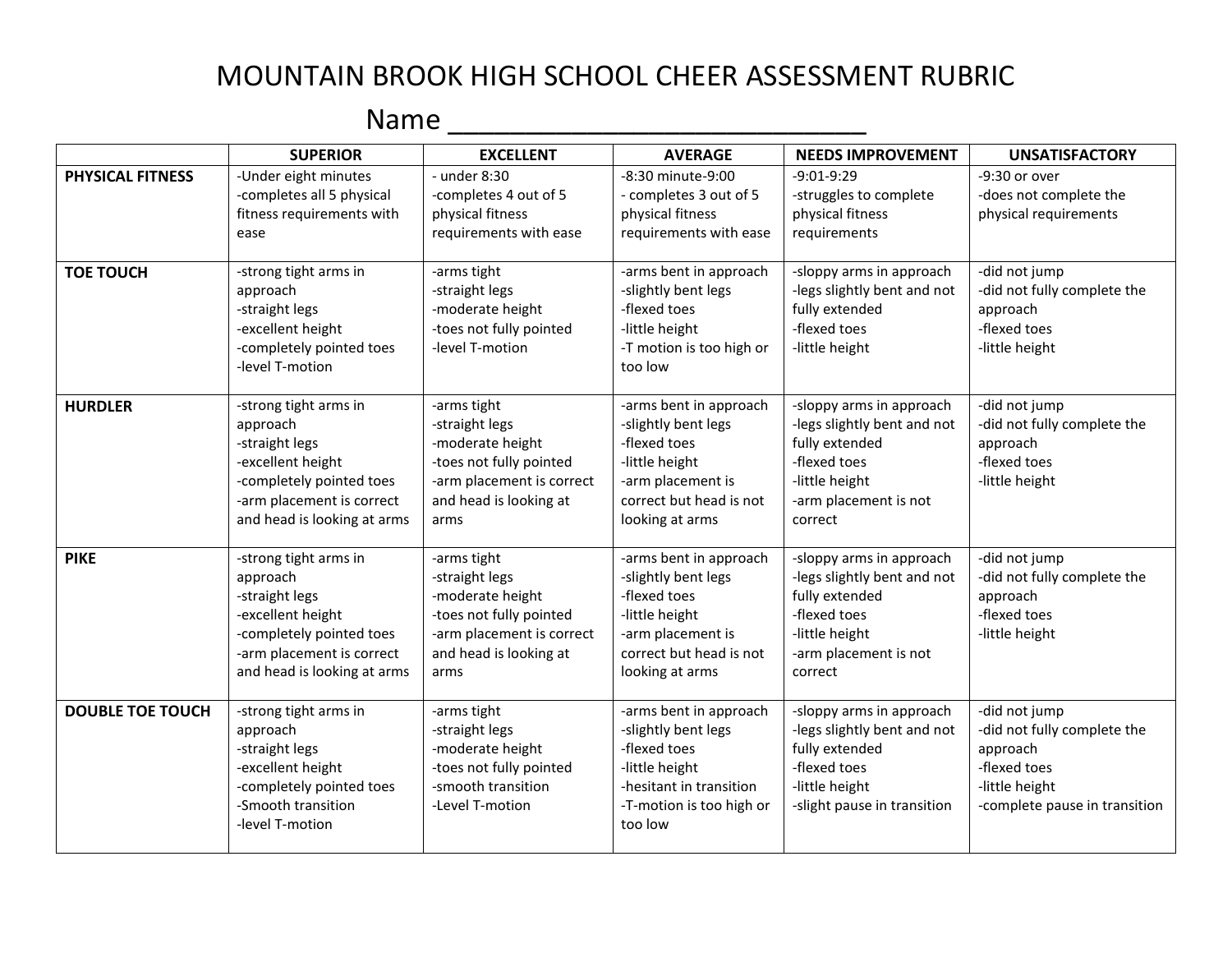# MOUNTAIN BROOK HIGH SCHOOL CHEER ASSESSMENT RUBRIC

Name ______________________________

| | SUPERIOR | EXCELLENT | AVERAGE | NEEDS IMPROVEMENT | UNSATISFACTORY |
|---|---|---|---|---|---|
| **PHYSICAL FITNESS** | -Under eight minutes<br>-completes all 5 physical fitness requirements with ease | - under 8:30<br>-completes 4 out of 5 physical fitness requirements with ease | -8:30 minute-9:00<br>- completes 3 out of 5 physical fitness requirements with ease | -9:01-9:29<br>-struggles to complete physical fitness requirements | -9:30 or over<br>-does not complete the physical requirements |
| **TOE TOUCH** | -strong tight arms in approach<br>-straight legs<br>-excellent height<br>-completely pointed toes<br>-level T-motion | -arms tight<br>-straight legs<br>-moderate height<br>-toes not fully pointed<br>-level T-motion | -arms bent in approach<br>-slightly bent legs<br>-flexed toes<br>-little height<br>-T motion is too high or too low | -sloppy arms in approach<br>-legs slightly bent and not fully extended<br>-flexed toes<br>-little height | -did not jump<br>-did not fully complete the approach<br>-flexed toes<br>-little height |
| **HURDLER** | -strong tight arms in approach<br>-straight legs<br>-excellent height<br>-completely pointed toes<br>-arm placement is correct and head is looking at arms | -arms tight<br>-straight legs<br>-moderate height<br>-toes not fully pointed<br>-arm placement is correct and head is looking at arms | -arms bent in approach<br>-slightly bent legs<br>-flexed toes<br>-little height<br>-arm placement is correct but head is not looking at arms | -sloppy arms in approach<br>-legs slightly bent and not fully extended<br>-flexed toes<br>-little height<br>-arm placement is not correct | -did not jump<br>-did not fully complete the approach<br>-flexed toes<br>-little height |
| **PIKE** | -strong tight arms in approach<br>-straight legs<br>-excellent height<br>-completely pointed toes<br>-arm placement is correct and head is looking at arms | -arms tight<br>-straight legs<br>-moderate height<br>-toes not fully pointed<br>-arm placement is correct and head is looking at arms | -arms bent in approach<br>-slightly bent legs<br>-flexed toes<br>-little height<br>-arm placement is correct but head is not looking at arms | -sloppy arms in approach<br>-legs slightly bent and not fully extended<br>-flexed toes<br>-little height<br>-arm placement is not correct | -did not jump<br>-did not fully complete the approach<br>-flexed toes<br>-little height |
| **DOUBLE TOE TOUCH** | -strong tight arms in approach<br>-straight legs<br>-excellent height<br>-completely pointed toes<br>-Smooth transition<br>-level T-motion | -arms tight<br>-straight legs<br>-moderate height<br>-toes not fully pointed<br>-smooth transition<br>-Level T-motion | -arms bent in approach<br>-slightly bent legs<br>-flexed toes<br>-little height<br>-hesitant in transition<br>-T-motion is too high or too low | -sloppy arms in approach<br>-legs slightly bent and not fully extended<br>-flexed toes<br>-little height<br>-slight pause in transition | -did not jump<br>-did not fully complete the approach<br>-flexed toes<br>-little height<br>-complete pause in transition |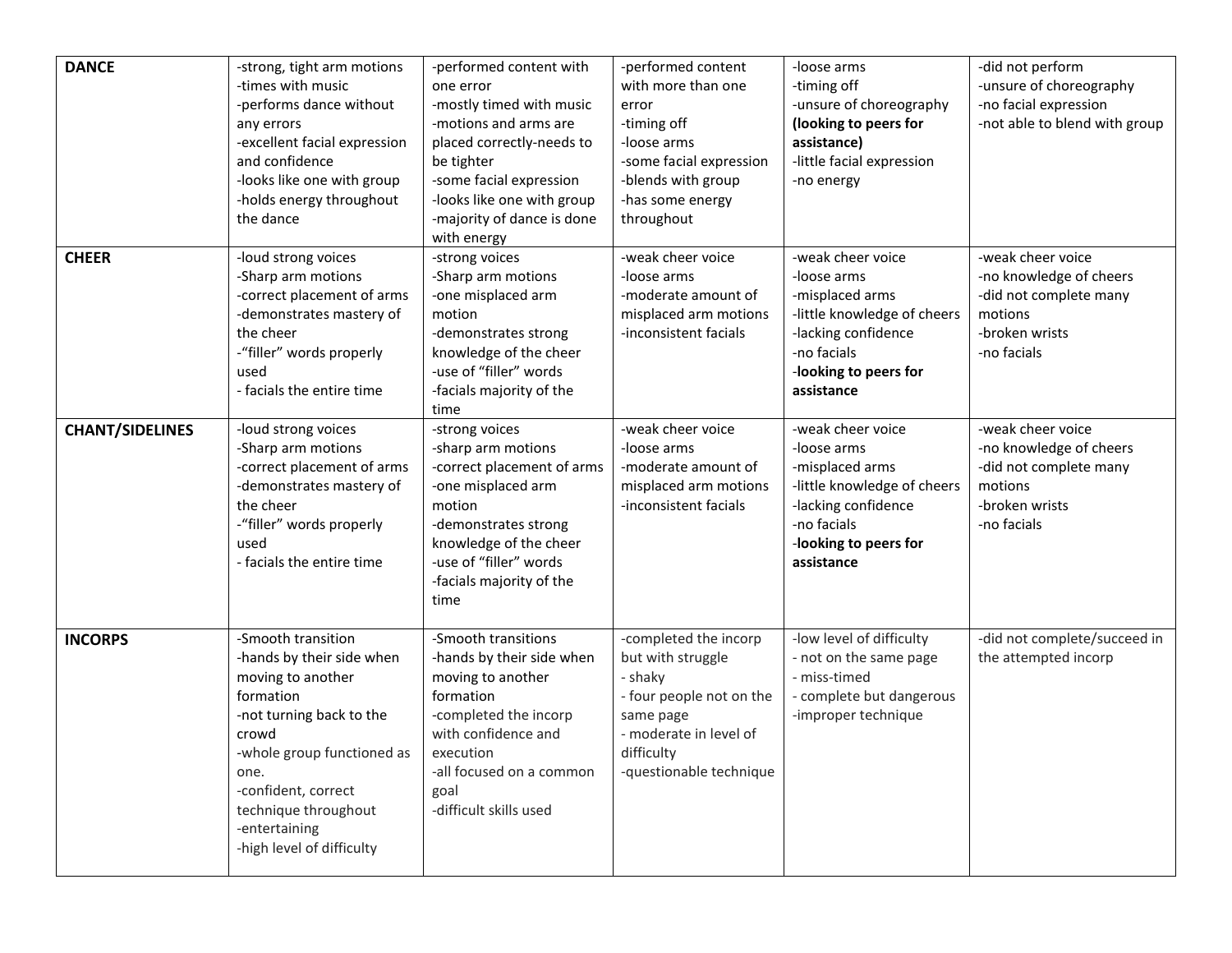| **DANCE** | -strong, tight arm motions<br>-times with music<br>-performs dance without any errors<br>-excellent facial expression and confidence<br>-looks like one with group<br>-holds energy throughout the dance | -performed content with one error<br>-mostly timed with music<br>-motions and arms are placed correctly-needs to be tighter<br>-some facial expression<br>-looks like one with group<br>-majority of dance is done with energy | -performed content with more than one error<br>-timing off<br>-loose arms<br>-some facial expression<br>-blends with group<br>-has some energy throughout | -loose arms<br>-timing off<br>-unsure of choreography<br>**(looking to peers for assistance)**<br>-little facial expression<br>-no energy | -did not perform<br>-unsure of choreography<br>-no facial expression<br>-not able to blend with group |
|---|---|---|---|---|---|
| **CHEER** | -loud strong voices<br>-Sharp arm motions<br>-correct placement of arms<br>-demonstrates mastery of the cheer<br>-"filler" words properly used<br>- facials the entire time | -strong voices<br>-Sharp arm motions<br>-one misplaced arm motion<br>-demonstrates strong knowledge of the cheer<br>-use of "filler" words<br>-facials majority of the time | -weak cheer voice<br>-loose arms<br>-moderate amount of misplaced arm motions<br>-inconsistent facials | -weak cheer voice<br>-loose arms<br>-misplaced arms<br>-little knowledge of cheers<br>-lacking confidence<br>-no facials<br>-**looking to peers for assistance** | -weak cheer voice<br>-no knowledge of cheers<br>-did not complete many motions<br>-broken wrists<br>-no facials |
| **CHANT/SIDELINES** | -loud strong voices<br>-Sharp arm motions<br>-correct placement of arms<br>-demonstrates mastery of the cheer<br>-"filler" words properly used<br>- facials the entire time | -strong voices<br>-sharp arm motions<br>-correct placement of arms<br>-one misplaced arm motion<br>-demonstrates strong knowledge of the cheer<br>-use of "filler" words<br>-facials majority of the time | -weak cheer voice<br>-loose arms<br>-moderate amount of misplaced arm motions<br>-inconsistent facials | -weak cheer voice<br>-loose arms<br>-misplaced arms<br>-little knowledge of cheers<br>-lacking confidence<br>-no facials<br>-**looking to peers for assistance** | -weak cheer voice<br>-no knowledge of cheers<br>-did not complete many motions<br>-broken wrists<br>-no facials |
| **INCORPS** | -Smooth transition<br>-hands by their side when moving to another formation<br>-not turning back to the crowd<br>-whole group functioned as one.<br>-confident, correct technique throughout<br>-entertaining<br>-high level of difficulty | -Smooth transitions<br>-hands by their side when moving to another formation<br>-completed the incorp with confidence and execution<br>-all focused on a common goal<br>-difficult skills used | -completed the incorp but with struggle<br>- shaky<br>- four people not on the same page<br>- moderate in level of difficulty<br>-questionable technique | -low level of difficulty<br>- not on the same page<br>- miss-timed<br>- complete but dangerous<br>-improper technique | -did not complete/succeed in the attempted incorp |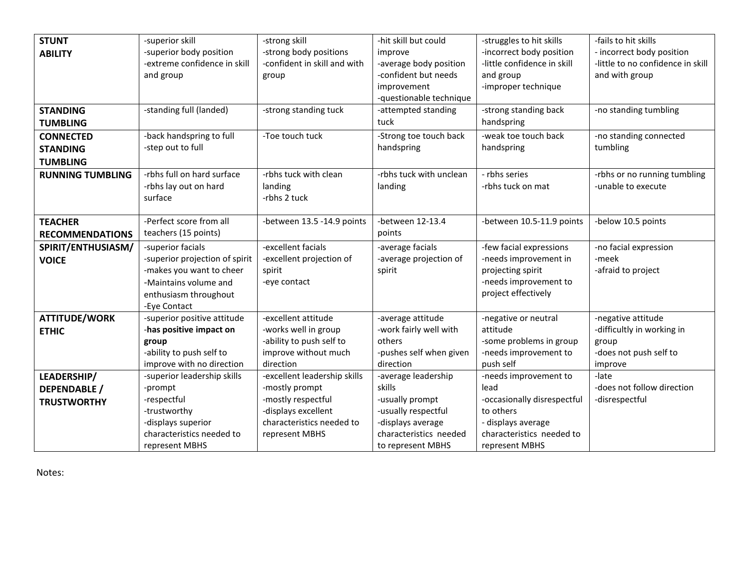| | | | | | |
|---|---|---|---|---|---|
| **STUNT ABILITY** | -superior skill<br>-superior body position<br>-extreme confidence in skill and group | -strong skill<br>-strong body positions<br>-confident in skill and with group | -hit skill but could improve<br>-average body position<br>-confident but needs improvement<br>-questionable technique | -struggles to hit skills<br>-incorrect body position<br>-little confidence in skill and group<br>-improper technique | -fails to hit skills<br>- incorrect body position<br>-little to no confidence in skill and with group |
| **STANDING TUMBLING** | -standing full (landed) | -strong standing tuck | -attempted standing tuck | -strong standing back handspring | -no standing tumbling |
| **CONNECTED STANDING TUMBLING** | -back handspring to full<br>-step out to full | -Toe touch tuck | -Strong toe touch back handspring | -weak toe touch back handspring | -no standing connected tumbling |
| **RUNNING TUMBLING** | -rbhs full on hard surface<br>-rbhs lay out on hard surface | -rbhs tuck with clean landing<br>-rbhs 2 tuck | -rbhs tuck with unclean landing | - rbhs series<br>-rbhs tuck on mat | -rbhs or no running tumbling<br>-unable to execute |
| **TEACHER RECOMMENDATIONS** | -Perfect score from all teachers (15 points) | -between 13.5 -14.9 points | -between 12-13.4 points | -between 10.5-11.9 points | -below 10.5 points |
| **SPIRIT/ENTHUSIASM/ VOICE** | -superior facials<br>-superior projection of spirit<br>-makes you want to cheer<br>-Maintains volume and enthusiasm throughout<br>-Eye Contact | -excellent facials<br>-excellent projection of spirit<br>-eye contact | -average facials<br>-average projection of spirit | -few facial expressions<br>-needs improvement in projecting spirit<br>-needs improvement to project effectively | -no facial expression<br>-meek<br>-afraid to project |
| **ATTITUDE/WORK ETHIC** | -superior positive attitude<br>-**has positive impact on group**<br>-ability to push self to improve with no direction | -excellent attitude<br>-works well in group<br>-ability to push self to improve without much direction | -average attitude<br>-work fairly well with others<br>-pushes self when given direction | -negative or neutral attitude<br>-some problems in group<br>-needs improvement to push self | -negative attitude<br>-difficultly in working in group<br>-does not push self to improve |
| **LEADERSHIP/ DEPENDABLE / TRUSTWORTHY** | -superior leadership skills<br>-prompt<br>-respectful<br>-trustworthy<br>-displays superior characteristics needed to represent MBHS | -excellent leadership skills<br>-mostly prompt<br>-mostly respectful<br>-displays excellent characteristics needed to represent MBHS | -average leadership skills<br>-usually prompt<br>-usually respectful<br>-displays average characteristics needed to represent MBHS | -needs improvement to lead<br>-occasionally disrespectful to others<br>- displays average characteristics needed to represent MBHS | -late<br>-does not follow direction<br>-disrespectful |

Notes: